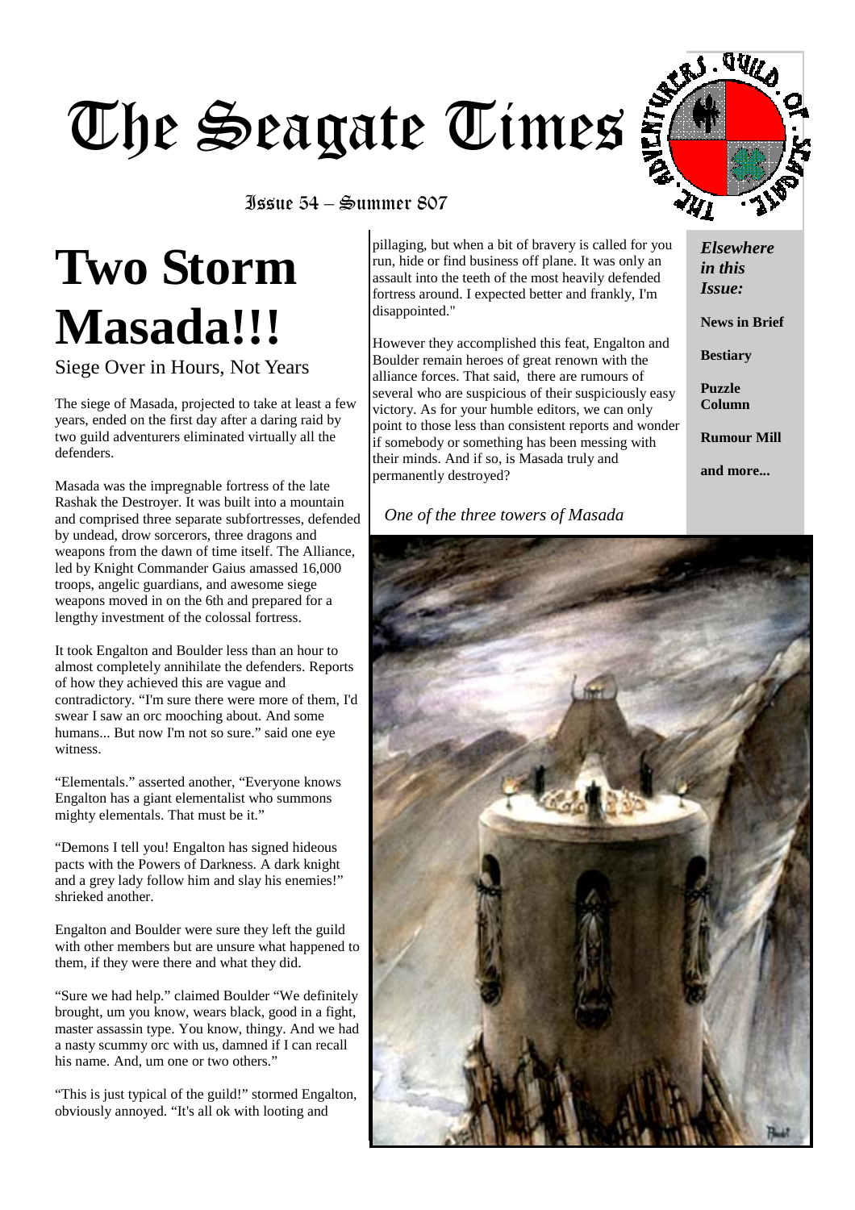# The Seagate Times

Issue 54 – Summer 807

*Elsewhere in this Issue:*

**News in Brief**

**Bestiary**

**Puzzle Column**

**Rumour Mill**

**and more...**

# Two Storm Masada!!!

Siege Over in Hours, Not Years

The siege of Masada, projected to take at least a few years, ended on the first day after a daring raid by two guild adventurers eliminated virtually all the defenders.

Masada was the impregnable fortress of the late Rashak the Destroyer. It was built into a mountain and comprised three separate subfortresses, defended by undead, drow sorcerors, three dragons and weapons from the dawn of time itself. The Alliance, led by Knight Commander Gaius amassed 16,000 troops, angelic guardians, and awesome siege weapons moved in on the 6th and prepared for a lengthy investment of the colossal fortress.

It took Engalton and Boulder less than an hour to almost completely annihilate the defenders. Reports of how they achieved this are vague and contradictory. "I'm sure there were more of them, I'd swear I saw an orc mooching about. And some humans... But now I'm not so sure." said one eye witness.

"Elementals." asserted another, "Everyone knows Engalton has a giant elementalist who summons mighty elementals. That must be it."

"Demons I tell you! Engalton has signed hideous pacts with the Powers of Darkness. A dark knight and a grey lady follow him and slay his enemies!" shrieked another.

Engalton and Boulder were sure they left the guild with other members but are unsure what happened to them, if they were there and what they did.

"Sure we had help." claimed Boulder "We definitely brought, um you know, wears black, good in a fight, master assassin type. You know, thingy. And we had a nasty scummy orc with us, damned if I can recall his name. And, um one or two others."

"This is just typical of the guild!" stormed Engalton, obviously annoyed. "It's all ok with looting and pillaging, but when a bit of bravery is called for you run, hide or find business off plane. It was only an assault into the teeth of the most heavily defended fortress around. I expected better and frankly, I'm disappointed."

However they accomplished this feat, Engalton and Boulder remain heroes of great renown with the alliance forces. That said, there are rumours of several who are suspicious of their suspiciously easy victory. As for your humble editors, we can only point to those less than consistent reports and wonder if somebody or something has been messing with their minds. And if so, is Masada truly and permanently destroyed?

*One of the three towers of Masada*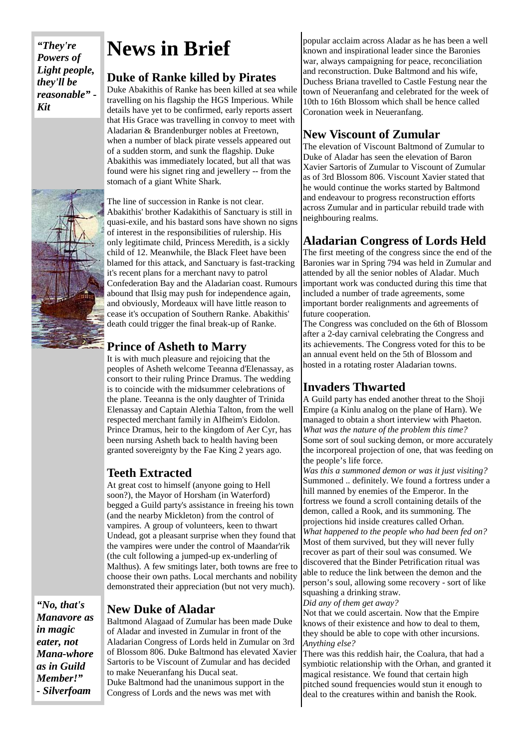*"They're Powers of Light people, they'll be reasonable" - Kit*

# News in Brief

## Duke of Ranke killed by Pirates

Duke Abakithis of Ranke has been killed at sea while travelling on his flagship the HGS Imperious. While details have yet to be confirmed, early reports assert that His Grace was travelling in convoy to meet with Aladarian & Brandenburger nobles at Freetown, when a number of black pirate vessels appeared out of a sudden storm, and sunk the flagship. Duke Abakithis was immediately located, but all that was found were his signet ring and jewellery -- from the stomach of a giant White Shark.

The line of succession in Ranke is not clear. Abakithis' brother Kadakithis of Sanctuary is still in quasi-exile, and his bastard sons have shown no signs of interest in the responsibilities of rulership. His only legitimate child, Princess Meredith, is a sickly child of 12. Meanwhile, the Black Fleet have been blamed for this attack, and Sanctuary is fast-tracking it's recent plans for a merchant navy to patrol Confederation Bay and the Aladarian coast. Rumours abound that Ilsig may push for independence again, and obviously, Mordeaux will have little reason to cease it's occupation of Southern Ranke. Abakithis' death could trigger the final break-up of Ranke.

## Prince of Asheth to Marry

It is with much pleasure and rejoicing that the peoples of Asheth welcome Teeanna d'Elenassay, as consort to their ruling Prince Dramus. The wedding is to coincide with the midsummer celebrations of the plane. Teeanna is the only daughter of Trinida Elenassay and Captain Alethia Talton, from the well respected merchant family in Alfheim's Eidolon. Prince Dramus, heir to the kingdom of Aer Cyr, has been nursing Asheth back to health having been granted sovereignty by the Fae King 2 years ago.

## Teeth Extracted

At great cost to himself (anyone going to Hell soon?), the Mayor of Horsham (in Waterford) begged a Guild party's assistance in freeing his town (and the nearby Mickleton) from the control of vampires. A group of volunteers, keen to thwart Undead, got a pleasant surprise when they found that the vampires were under the control of Maandar'rik (the cult following a jumped-up ex-underling of Malthus). A few smitings later, both towns are free to choose their own paths. Local merchants and nobility demonstrated their appreciation (but not very much).

*"No, that's Manavore as in magic eater, not Mana-whore as in Guild Member!" - Silverfoam*

## New Duke of Aladar

Baltmond Alagaad of Zumular has been made Duke of Aladar and invested in Zumular in front of the Aladarian Congress of Lords held in Zumular on 3rd of Blossom 806. Duke Baltmond has elevated Xavier Sartoris to be Viscount of Zumular and has decided to make Neueranfang his Ducal seat.

Duke Baltmond had the unanimous support in the Congress of Lords and the news was met with popular acclaim across Aladar as he has been a well known and inspirational leader since the Baronies war, always campaigning for peace, reconciliation and reconstruction. Duke Baltmond and his wife, Duchess Briana travelled to Castle Festung near the town of Neueranfang and celebrated for the week of 10th to 16th Blossom which shall be hence called Coronation week in Neueranfang.

## New Viscount of Zumular

The elevation of Viscount Baltmond of Zumular to Duke of Aladar has seen the elevation of Baron Xavier Sartoris of Zumular to Viscount of Zumular as of 3rd Blossom 806. Viscount Xavier stated that he would continue the works started by Baltmond and endeavour to progress reconstruction efforts across Zumular and in particular rebuild trade with neighbouring realms.

## Aladarian Congress of Lords Held

The first meeting of the congress since the end of the Baronies war in Spring 794 was held in Zumular and attended by all the senior nobles of Aladar. Much important work was conducted during this time that included a number of trade agreements, some important border realignments and agreements of future cooperation.

The Congress was concluded on the 6th of Blossom after a 2-day carnival celebrating the Congress and its achievements. The Congress voted for this to be an annual event held on the 5th of Blossom and hosted in a rotating roster Aladarian towns.

## Invaders Thwarted

A Guild party has ended another threat to the Shoji Empire (a Kinlu analog on the plane of Harn). We managed to obtain a short interview with Phaeton.

*What was the nature of the problem this time?*

Some sort of soul sucking demon, or more accurately the incorporeal projection of one, that was feeding on the people's life force.

*Was this a summoned demon or was it just visiting?*

Summoned .. definitely. We found a fortress under a hill manned by enemies of the Emperor. In the fortress we found a scroll containing details of the demon, called a Rook, and its summoning. The projections hid inside creatures called Orhan.

*What happened to the people who had been fed on?*

Most of them survived, but they will never fully recover as part of their soul was consumed. We discovered that the Binder Petrification ritual was able to reduce the link between the demon and the person's soul, allowing some recovery - sort of like squashing a drinking straw.

*Did any of them get away?*

Not that we could ascertain. Now that the Empire knows of their existence and how to deal to them, they should be able to cope with other incursions.

*Anything else?*

There was this reddish hair, the Coalura, that had a symbiotic relationship with the Orhan, and granted it magical resistance. We found that certain high pitched sound frequencies would stun it enough to deal to the creatures within and banish the Rook.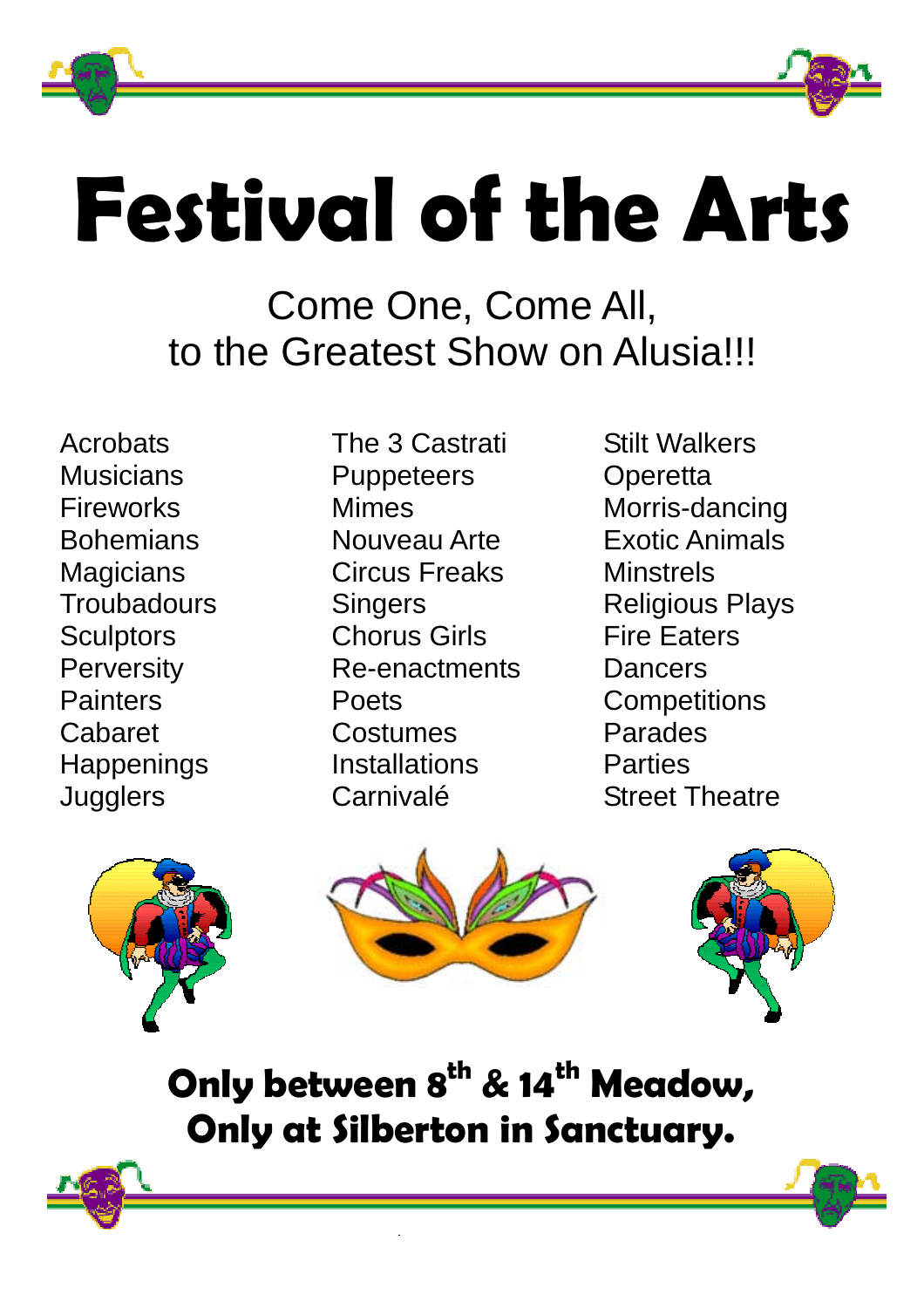# Festival of the Arts

Come One, Come All,
to the Greatest Show on Alusia!!!

Acrobats
Musicians
Fireworks
Bohemians
Magicians
Troubadours
Sculptors
Perversity
Painters
Cabaret
Happenings
Jugglers

The 3 Castrati
Puppeteers
Mimes
Nouveau Arte
Circus Freaks
Singers
Chorus Girls
Re-enactments
Poets
Costumes
Installations
Carnivalé

Stilt Walkers
Operetta
Morris-dancing
Exotic Animals
Minstrels
Religious Plays
Fire Eaters
Dancers
Competitions
Parades
Parties
Street Theatre

**Only between 8th & 14th Meadow,**
**Only at Silberton in Sanctuary.**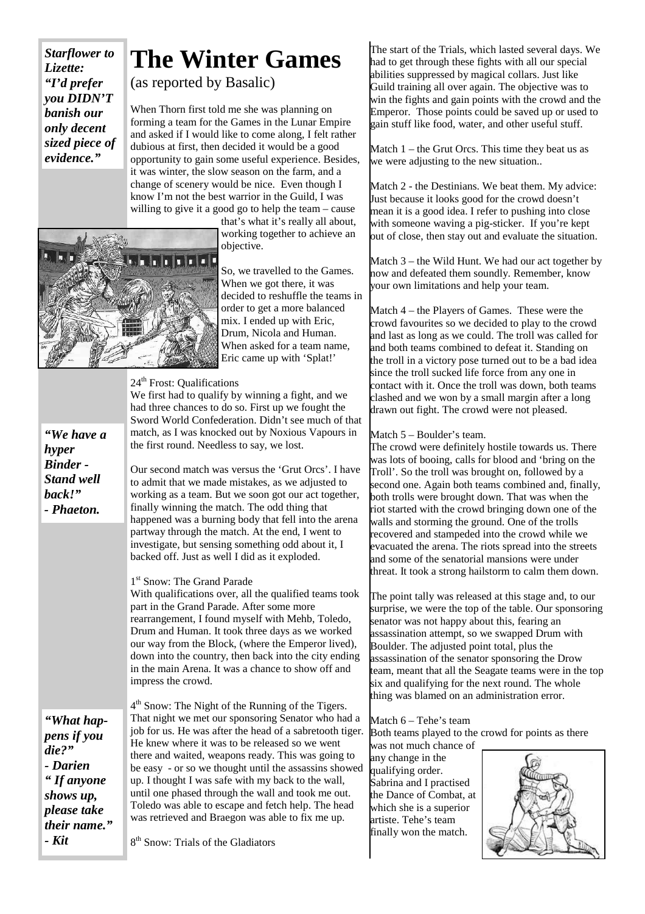*Starflower to Lizette: "I'd prefer you DIDN'T banish our only decent sized piece of evidence."*

# The Winter Games

(as reported by Basalic)

When Thorn first told me she was planning on forming a team for the Games in the Lunar Empire and asked if I would like to come along, I felt rather dubious at first, then decided it would be a good opportunity to gain some useful experience. Besides, it was winter, the slow season on the farm, and a change of scenery would be nice. Even though I know I'm not the best warrior in the Guild, I was willing to give it a good go to help the team – cause that's what it's really all about, working together to achieve an objective.

So, we travelled to the Games. When we got there, it was decided to reshuffle the teams in order to get a more balanced mix. I ended up with Eric, Drum, Nicola and Human. When asked for a team name, Eric came up with 'Splat!'

24th Frost: Qualifications

We first had to qualify by winning a fight, and we had three chances to do so. First up we fought the Sword World Confederation. Didn't see much of that match, as I was knocked out by Noxious Vapours in the first round. Needless to say, we lost.

*"We have a hyper Binder - Stand well back!" - Phaeton.*

Our second match was versus the 'Grut Orcs'. I have to admit that we made mistakes, as we adjusted to working as a team. But we soon got our act together, finally winning the match. The odd thing that happened was a burning body that fell into the arena partway through the match. At the end, I went to investigate, but sensing something odd about it, I backed off. Just as well I did as it exploded.

1st Snow: The Grand Parade

With qualifications over, all the qualified teams took part in the Grand Parade. After some more rearrangement, I found myself with Mehb, Toledo, Drum and Human. It took three days as we worked our way from the Block, (where the Emperor lived), down into the country, then back into the city ending in the main Arena. It was a chance to show off and impress the crowd.

*"What happens if you die?" - Darien*
*" If anyone shows up, please take their name." - Kit*

4th Snow: The Night of the Running of the Tigers.

That night we met our sponsoring Senator who had a job for us. He was after the head of a sabretooth tiger. He knew where it was to be released so we went there and waited, weapons ready. This was going to be easy - or so we thought until the assassins showed up. I thought I was safe with my back to the wall, until one phased through the wall and took me out. Toledo was able to escape and fetch help. The head was retrieved and Braegon was able to fix me up.

8th Snow: Trials of the Gladiators

The start of the Trials, which lasted several days. We had to get through these fights with all our special abilities suppressed by magical collars. Just like Guild training all over again. The objective was to win the fights and gain points with the crowd and the Emperor. Those points could be saved up or used to gain stuff like food, water, and other useful stuff.

Match 1 – the Grut Orcs. This time they beat us as we were adjusting to the new situation..

Match 2 - the Destinians. We beat them. My advice: Just because it looks good for the crowd doesn't mean it is a good idea. I refer to pushing into close with someone waving a pig-sticker. If you're kept out of close, then stay out and evaluate the situation.

Match 3 – the Wild Hunt. We had our act together by now and defeated them soundly. Remember, know your own limitations and help your team.

Match 4 – the Players of Games. These were the crowd favourites so we decided to play to the crowd and last as long as we could. The troll was called for and both teams combined to defeat it. Standing on the troll in a victory pose turned out to be a bad idea since the troll sucked life force from any one in contact with it. Once the troll was down, both teams clashed and we won by a small margin after a long drawn out fight. The crowd were not pleased.

Match 5 – Boulder's team.

The crowd were definitely hostile towards us. There was lots of booing, calls for blood and 'bring on the Troll'. So the troll was brought on, followed by a second one. Again both teams combined and, finally, both trolls were brought down. That was when the riot started with the crowd bringing down one of the walls and storming the ground. One of the trolls recovered and stampeded into the crowd while we evacuated the arena. The riots spread into the streets and some of the senatorial mansions were under threat. It took a strong hailstorm to calm them down.

The point tally was released at this stage and, to our surprise, we were the top of the table. Our sponsoring senator was not happy about this, fearing an assassination attempt, so we swapped Drum with Boulder. The adjusted point total, plus the assassination of the senator sponsoring the Drow team, meant that all the Seagate teams were in the top six and qualifying for the next round. The whole thing was blamed on an administration error.

Match 6 – Tehe's team

Both teams played to the crowd for points as there was not much chance of any change in the qualifying order. Sabrina and I practised the Dance of Combat, at which she is a superior artiste. Tehe's team finally won the match.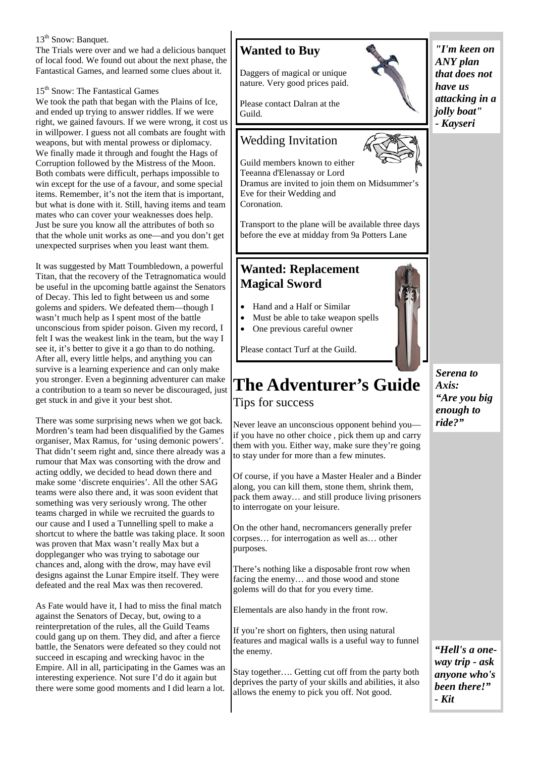13th Snow: Banquet.

The Trials were over and we had a delicious banquet of local food. We found out about the next phase, the Fantastical Games, and learned some clues about it.

15th Snow: The Fantastical Games

We took the path that began with the Plains of Ice, and ended up trying to answer riddles. If we were right, we gained favours. If we were wrong, it cost us in willpower. I guess not all combats are fought with weapons, but with mental prowess or diplomacy. We finally made it through and fought the Hags of Corruption followed by the Mistress of the Moon. Both combats were difficult, perhaps impossible to win except for the use of a favour, and some special items. Remember, it's not the item that is important, but what is done with it. Still, having items and team mates who can cover your weaknesses does help. Just be sure you know all the attributes of both so that the whole unit works as one—and you don't get unexpected surprises when you least want them.

It was suggested by Matt Toumbledown, a powerful Titan, that the recovery of the Tetragnomatica would be useful in the upcoming battle against the Senators of Decay. This led to fight between us and some golems and spiders. We defeated them—though I wasn't much help as I spent most of the battle unconscious from spider poison. Given my record, I felt I was the weakest link in the team, but the way I see it, it's better to give it a go than to do nothing. After all, every little helps, and anything you can survive is a learning experience and can only make you stronger. Even a beginning adventurer can make a contribution to a team so never be discouraged, just get stuck in and give it your best shot.

There was some surprising news when we got back. Mordren's team had been disqualified by the Games organiser, Max Ramus, for 'using demonic powers'. That didn't seem right and, since there already was a rumour that Max was consorting with the drow and acting oddly, we decided to head down there and make some 'discrete enquiries'. All the other SAG teams were also there and, it was soon evident that something was very seriously wrong. The other teams charged in while we recruited the guards to our cause and I used a Tunnelling spell to make a shortcut to where the battle was taking place. It soon was proven that Max wasn't really Max but a doppleganger who was trying to sabotage our chances and, along with the drow, may have evil designs against the Lunar Empire itself. They were defeated and the real Max was then recovered.

As Fate would have it, I had to miss the final match against the Senators of Decay, but, owing to a reinterpretation of the rules, all the Guild Teams could gang up on them. They did, and after a fierce battle, the Senators were defeated so they could not succeed in escaping and wrecking havoc in the Empire. All in all, participating in the Games was an interesting experience. Not sure I'd do it again but there were some good moments and I did learn a lot.

## Wanted to Buy

Daggers of magical or unique nature. Very good prices paid.

Please contact Dalran at the Guild.

## Wedding Invitation

Guild members known to either Teeanna d'Elenassay or Lord Dramus are invited to join them on Midsummer's Eve for their Wedding and Coronation.

Transport to the plane will be available three days before the eve at midday from 9a Potters Lane

## Wanted: Replacement Magical Sword

- Hand and a Half or Similar
- Must be able to take weapon spells
- One previous careful owner

Please contact Turf at the Guild.

# The Adventurer's Guide

Tips for success

Never leave an unconscious opponent behind you—if you have no other choice , pick them up and carry them with you. Either way, make sure they're going to stay under for more than a few minutes.

Of course, if you have a Master Healer and a Binder along, you can kill them, stone them, shrink them, pack them away… and still produce living prisoners to interrogate on your leisure.

On the other hand, necromancers generally prefer corpses… for interrogation as well as… other purposes.

There's nothing like a disposable front row when facing the enemy… and those wood and stone golems will do that for you every time.

Elementals are also handy in the front row.

If you're short on fighters, then using natural features and magical walls is a useful way to funnel the enemy.

Stay together…. Getting cut off from the party both deprives the party of your skills and abilities, it also allows the enemy to pick you off. Not good.

***"I'm keen on ANY plan that does not have us attacking in a jolly boat" - Kayseri***

***Serena to Axis: "Are you big enough to ride?"***

***"Hell's a one-way trip - ask anyone who's been there!" - Kit***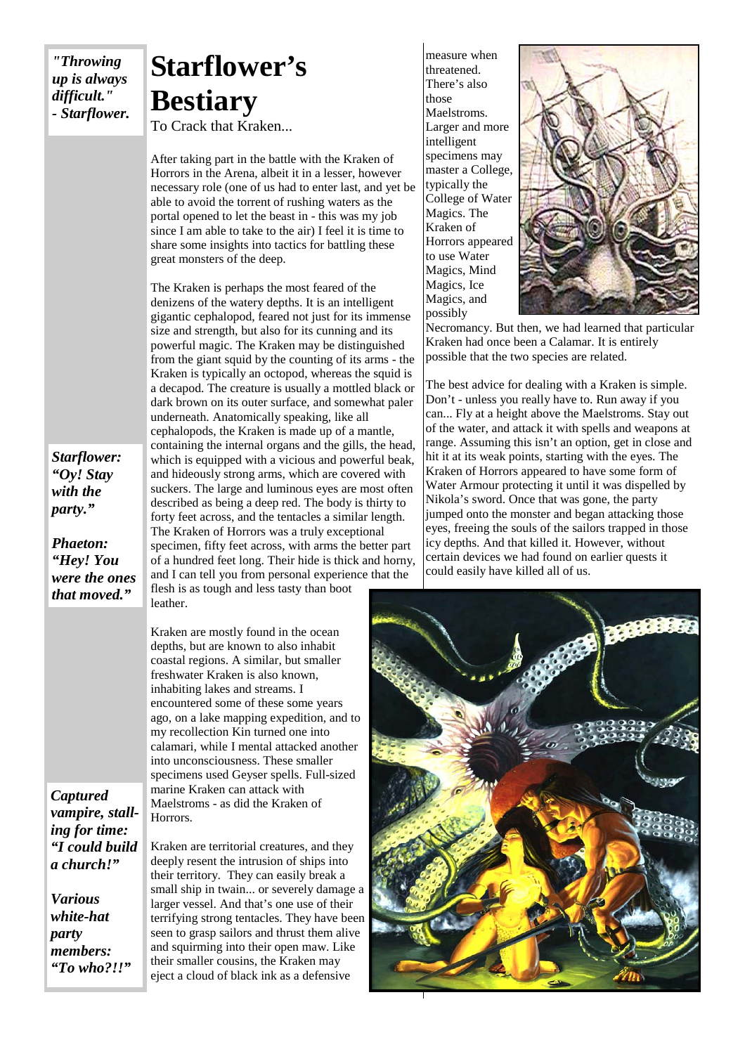# Starflower's Bestiary

To Crack that Kraken...

*"Throwing up is always difficult." - Starflower.*

After taking part in the battle with the Kraken of Horrors in the Arena, albeit it in a lesser, however necessary role (one of us had to enter last, and yet be able to avoid the torrent of rushing waters as the portal opened to let the beast in - this was my job since I am able to take to the air) I feel it is time to share some insights into tactics for battling these great monsters of the deep.

The Kraken is perhaps the most feared of the denizens of the watery depths. It is an intelligent gigantic cephalopod, feared not just for its immense size and strength, but also for its cunning and its powerful magic. The Kraken may be distinguished from the giant squid by the counting of its arms - the Kraken is typically an octopod, whereas the squid is a decapod. The creature is usually a mottled black or dark brown on its outer surface, and somewhat paler underneath. Anatomically speaking, like all cephalopods, the Kraken is made up of a mantle, containing the internal organs and the gills, the head, which is equipped with a vicious and powerful beak, and hideously strong arms, which are covered with suckers. The large and luminous eyes are most often described as being a deep red. The body is thirty to forty feet across, and the tentacles a similar length. The Kraken of Horrors was a truly exceptional specimen, fifty feet across, with arms the better part of a hundred feet long. Their hide is thick and horny, and I can tell you from personal experience that the flesh is as tough and less tasty than boot leather.

***Starflower: "Oy! Stay with the party."***

***Phaeton: "Hey! You were the ones that moved."***

Kraken are mostly found in the ocean depths, but are known to also inhabit coastal regions. A similar, but smaller freshwater Kraken is also known, inhabiting lakes and streams. I encountered some of these some years ago, on a lake mapping expedition, and to my recollection Kin turned one into calamari, while I mental attacked another into unconsciousness. These smaller specimens used Geyser spells. Full-sized marine Kraken can attack with Maelstroms - as did the Kraken of Horrors.

***Captured vampire, stalling for time: "I could build a church!"***

***Various white-hat party members: "To who?!!"***

Kraken are territorial creatures, and they deeply resent the intrusion of ships into their territory. They can easily break a small ship in twain... or severely damage a larger vessel. And that's one use of their terrifying strong tentacles. They have been seen to grasp sailors and thrust them alive and squirming into their open maw. Like their smaller cousins, the Kraken may eject a cloud of black ink as a defensive measure when threatened. There's also those Maelstroms. Larger and more intelligent specimens may master a College, typically the College of Water Magics. The Kraken of Horrors appeared to use Water Magics, Mind Magics, Ice Magics, and possibly Necromancy. But then, we had learned that particular Kraken had once been a Calamar. It is entirely possible that the two species are related.

The best advice for dealing with a Kraken is simple. Don't - unless you really have to. Run away if you can... Fly at a height above the Maelstroms. Stay out of the water, and attack it with spells and weapons at range. Assuming this isn't an option, get in close and hit it at its weak points, starting with the eyes. The Kraken of Horrors appeared to have some form of Water Armour protecting it until it was dispelled by Nikola's sword. Once that was gone, the party jumped onto the monster and began attacking those eyes, freeing the souls of the sailors trapped in those icy depths. And that killed it. However, without certain devices we had found on earlier quests it could easily have killed all of us.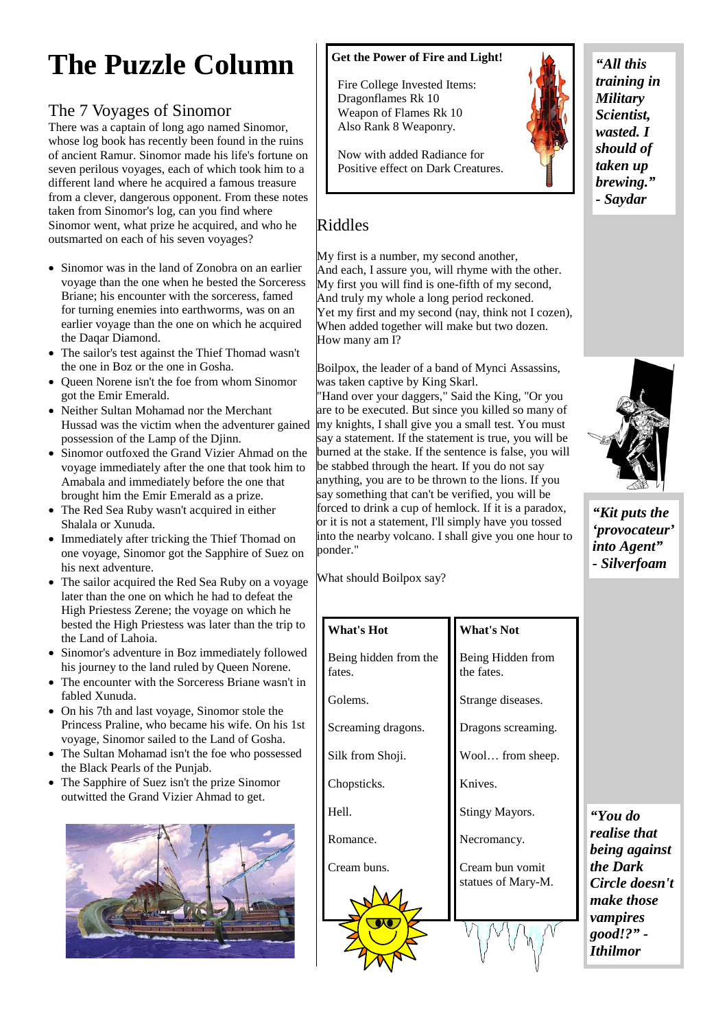# The Puzzle Column

## The 7 Voyages of Sinomor

There was a captain of long ago named Sinomor, whose log book has recently been found in the ruins of ancient Ramur. Sinomor made his life's fortune on seven perilous voyages, each of which took him to a different land where he acquired a famous treasure from a clever, dangerous opponent. From these notes taken from Sinomor's log, can you find where Sinomor went, what prize he acquired, and who he outsmarted on each of his seven voyages?

- Sinomor was in the land of Zonobra on an earlier voyage than the one when he bested the Sorceress Briane; his encounter with the sorceress, famed for turning enemies into earthworms, was on an earlier voyage than the one on which he acquired the Daqar Diamond.
- The sailor's test against the Thief Thomad wasn't the one in Boz or the one in Gosha.
- Queen Norene isn't the foe from whom Sinomor got the Emir Emerald.
- Neither Sultan Mohamad nor the Merchant Hussad was the victim when the adventurer gained possession of the Lamp of the Djinn.
- Sinomor outfoxed the Grand Vizier Ahmad on the voyage immediately after the one that took him to Amabala and immediately before the one that brought him the Emir Emerald as a prize.
- The Red Sea Ruby wasn't acquired in either Shalala or Xunuda.
- Immediately after tricking the Thief Thomad on one voyage, Sinomor got the Sapphire of Suez on his next adventure.
- The sailor acquired the Red Sea Ruby on a voyage later than the one on which he had to defeat the High Priestess Zerene; the voyage on which he bested the High Priestess was later than the trip to the Land of Lahoia.
- Sinomor's adventure in Boz immediately followed his journey to the land ruled by Queen Norene.
- The encounter with the Sorceress Briane wasn't in fabled Xunuda.
- On his 7th and last voyage, Sinomor stole the Princess Praline, who became his wife. On his 1st voyage, Sinomor sailed to the Land of Gosha.
- The Sultan Mohamad isn't the foe who possessed the Black Pearls of the Punjab.
- The Sapphire of Suez isn't the prize Sinomor outwitted the Grand Vizier Ahmad to get.

**Get the Power of Fire and Light!**

Fire College Invested Items:
Dragonflames Rk 10
Weapon of Flames Rk 10
Also Rank 8 Weaponry.

Now with added Radiance for Positive effect on Dark Creatures.

## Riddles

My first is a number, my second another,
And each, I assure you, will rhyme with the other.
My first you will find is one-fifth of my second,
And truly my whole a long period reckoned.
Yet my first and my second (nay, think not I cozen),
When added together will make but two dozen.
How many am I?

Boilpox, the leader of a band of Mynci Assassins, was taken captive by King Skarl.
"Hand over your daggers," Said the King, "Or you are to be executed. But since you killed so many of my knights, I shall give you a small test. You must say a statement. If the statement is true, you will be burned at the stake. If the sentence is false, you will be stabbed through the heart. If you do not say anything, you are to be thrown to the lions. If you say something that can't be verified, you will be forced to drink a cup of hemlock. If it is a paradox, or it is not a statement, I'll simply have you tossed into the nearby volcano. I shall give you one hour to ponder."

What should Boilpox say?

| What's Hot | What's Not |
|---|---|
| Being hidden from the fates. | Being Hidden from the fates. |
| Golems. | Strange diseases. |
| Screaming dragons. | Dragons screaming. |
| Silk from Shoji. | Wool… from sheep. |
| Chopsticks. | Knives. |
| Hell. | Stingy Mayors. |
| Romance. | Necromancy. |
| Cream buns. | Cream bun vomit statues of Mary-M. |

***"All this training in Military Scientist, wasted. I should of taken up brewing." - Saydar***

***"Kit puts the 'provocateur' into Agent" - Silverfoam***

***"You do realise that being against the Dark Circle doesn't make those vampires good!?" - Ithilmor***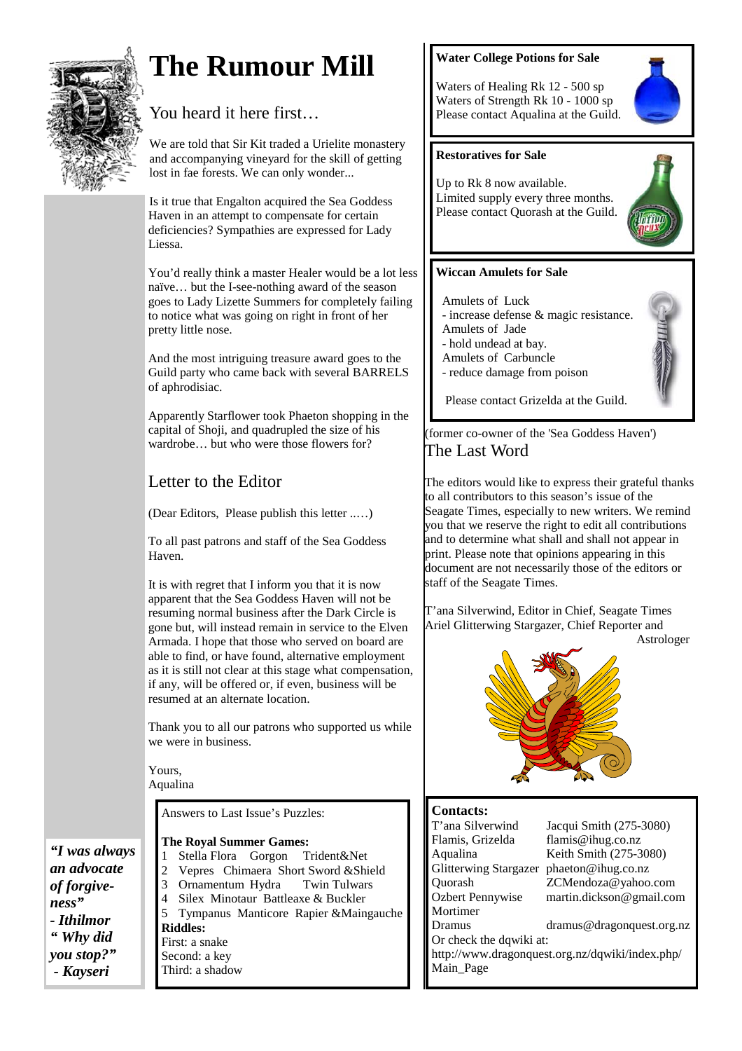# The Rumour Mill

## You heard it here first…

We are told that Sir Kit traded a Urielite monastery and accompanying vineyard for the skill of getting lost in fae forests. We can only wonder...

Is it true that Engalton acquired the Sea Goddess Haven in an attempt to compensate for certain deficiencies? Sympathies are expressed for Lady Liessa.

You'd really think a master Healer would be a lot less naïve… but the I-see-nothing award of the season goes to Lady Lizette Summers for completely failing to notice what was going on right in front of her pretty little nose.

And the most intriguing treasure award goes to the Guild party who came back with several BARRELS of aphrodisiac.

Apparently Starflower took Phaeton shopping in the capital of Shoji, and quadrupled the size of his wardrobe… but who were those flowers for?

## Letter to the Editor

(Dear Editors, Please publish this letter ..…)

To all past patrons and staff of the Sea Goddess Haven.

It is with regret that I inform you that it is now apparent that the Sea Goddess Haven will not be resuming normal business after the Dark Circle is gone but, will instead remain in service to the Elven Armada. I hope that those who served on board are able to find, or have found, alternative employment as it is still not clear at this stage what compensation, if any, will be offered or, if even, business will be resumed at an alternate location.

Thank you to all our patrons who supported us while we were in business.

Yours,
Aqualina
(former co-owner of the 'Sea Goddess Haven')

***"I was always an advocate of forgive-ness"***
***- Ithilmor***
***" Why did you stop?"***
***- Kayseri***

Answers to Last Issue's Puzzles:

**The Royal Summer Games:**

1 Stella Flora Gorgon Trident&Net
2 Vepres Chimaera Short Sword &Shield
3 Ornamentum Hydra Twin Tulwars
4 Silex Minotaur Battleaxe & Buckler
5 Tympanus Manticore Rapier &Maingauche

**Riddles:**
First: a snake
Second: a key
Third: a shadow

**Water College Potions for Sale**

Waters of Healing Rk 12 - 500 sp
Waters of Strength Rk 10 - 1000 sp
Please contact Aqualina at the Guild.

**Restoratives for Sale**

Up to Rk 8 now available.
Limited supply every three months.
Please contact Quorash at the Guild.

**Wiccan Amulets for Sale**

Amulets of Luck
- increase defense & magic resistance.

Amulets of Jade
- hold undead at bay.

Amulets of Carbuncle
- reduce damage from poison

Please contact Grizelda at the Guild.

## The Last Word

The editors would like to express their grateful thanks to all contributors to this season's issue of the Seagate Times, especially to new writers. We remind you that we reserve the right to edit all contributions and to determine what shall and shall not appear in print. Please note that opinions appearing in this document are not necessarily those of the editors or staff of the Seagate Times.

T'ana Silverwind, Editor in Chief, Seagate Times
Ariel Glitterwing Stargazer, Chief Reporter and Astrologer

**Contacts:**

| | |
|---|---|
| T'ana Silverwind | Jacqui Smith (275-3080) |
| Flamis, Grizelda | flamis@ihug.co.nz |
| Aqualina | Keith Smith (275-3080) |
| Glitterwing Stargazer | phaeton@ihug.co.nz |
| Quorash | ZCMendoza@yahoo.com |
| Ozbert Pennywise | martin.dickson@gmail.com |
| Mortimer | |
| Dramus | dramus@dragonquest.org.nz |

Or check the dqwiki at:
http://www.dragonquest.org.nz/dqwiki/index.php/Main_Page